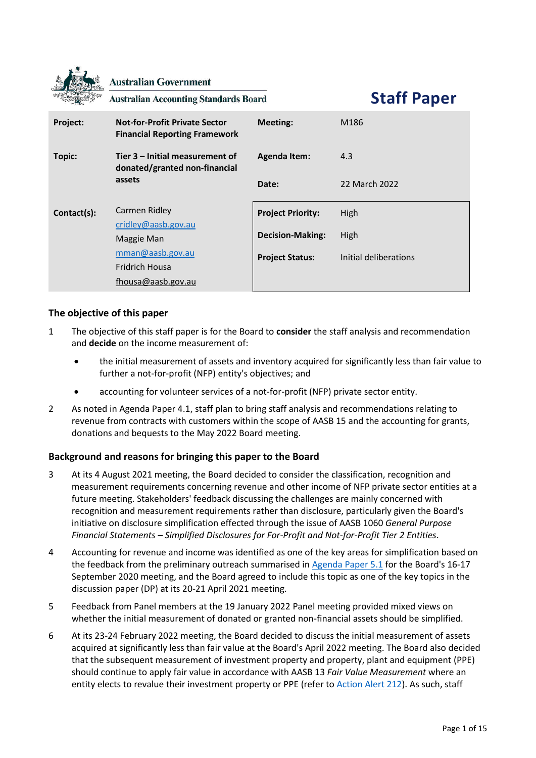Australian Government

Australian Accounting Standards Board

# Staff Paper

| | | | |
|---|---|---|---|
| **Project:** | **Not-for-Profit Private Sector Financial Reporting Framework** | **Meeting:** | M186 |
| **Topic:** | **Tier 3 – Initial measurement of donated/granted non-financial assets** | **Agenda Item:** | 4.3 |
| | | **Date:** | 22 March 2022 |
| **Contact(s):** | Carmen Ridley cridley@aasb.gov.au Maggie Man mman@aasb.gov.au Fridrich Housa fhousa@aasb.gov.au | **Project Priority:** | High |
| | | **Decision-Making:** | High |
| | | **Project Status:** | Initial deliberations |

## The objective of this paper

1. The objective of this staff paper is for the Board to **consider** the staff analysis and recommendation and **decide** on the income measurement of:

   - the initial measurement of assets and inventory acquired for significantly less than fair value to further a not-for-profit (NFP) entity's objectives; and

   - accounting for volunteer services of a not-for-profit (NFP) private sector entity.

2. As noted in Agenda Paper 4.1, staff plan to bring staff analysis and recommendations relating to revenue from contracts with customers within the scope of AASB 15 and the accounting for grants, donations and bequests to the May 2022 Board meeting.

## Background and reasons for bringing this paper to the Board

3. At its 4 August 2021 meeting, the Board decided to consider the classification, recognition and measurement requirements concerning revenue and other income of NFP private sector entities at a future meeting. Stakeholders' feedback discussing the challenges are mainly concerned with recognition and measurement requirements rather than disclosure, particularly given the Board's initiative on disclosure simplification effected through the issue of AASB 1060 *General Purpose Financial Statements – Simplified Disclosures for For-Profit and Not-for-Profit Tier 2 Entities*.

4. Accounting for revenue and income was identified as one of the key areas for simplification based on the feedback from the preliminary outreach summarised in Agenda Paper 5.1 for the Board's 16-17 September 2020 meeting, and the Board agreed to include this topic as one of the key topics in the discussion paper (DP) at its 20-21 April 2021 meeting.

5. Feedback from Panel members at the 19 January 2022 Panel meeting provided mixed views on whether the initial measurement of donated or granted non-financial assets should be simplified.

6. At its 23-24 February 2022 meeting, the Board decided to discuss the initial measurement of assets acquired at significantly less than fair value at the Board's April 2022 meeting. The Board also decided that the subsequent measurement of investment property and property, plant and equipment (PPE) should continue to apply fair value in accordance with AASB 13 *Fair Value Measurement* where an entity elects to revalue their investment property or PPE (refer to Action Alert 212). As such, staff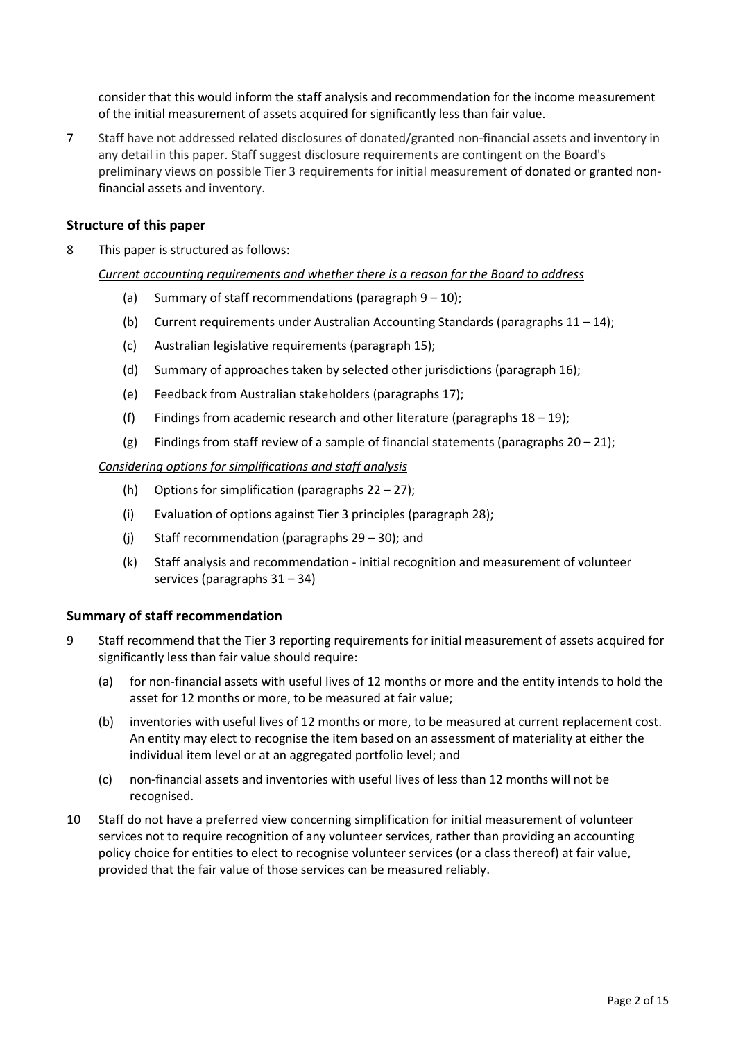consider that this would inform the staff analysis and recommendation for the income measurement of the initial measurement of assets acquired for significantly less than fair value.

7 Staff have not addressed related disclosures of donated/granted non-financial assets and inventory in any detail in this paper. Staff suggest disclosure requirements are contingent on the Board's preliminary views on possible Tier 3 requirements for initial measurement of donated or granted non-financial assets and inventory.

## Structure of this paper

8 This paper is structured as follows:

*Current accounting requirements and whether there is a reason for the Board to address*

- (a) Summary of staff recommendations (paragraph 9 – 10);
- (b) Current requirements under Australian Accounting Standards (paragraphs 11 – 14);
- (c) Australian legislative requirements (paragraph 15);
- (d) Summary of approaches taken by selected other jurisdictions (paragraph 16);
- (e) Feedback from Australian stakeholders (paragraphs 17);
- (f) Findings from academic research and other literature (paragraphs 18 – 19);
- (g) Findings from staff review of a sample of financial statements (paragraphs 20 – 21);

*Considering options for simplifications and staff analysis*

- (h) Options for simplification (paragraphs 22 – 27);
- (i) Evaluation of options against Tier 3 principles (paragraph 28);
- (j) Staff recommendation (paragraphs 29 – 30); and
- (k) Staff analysis and recommendation - initial recognition and measurement of volunteer services (paragraphs 31 – 34)

## Summary of staff recommendation

9 Staff recommend that the Tier 3 reporting requirements for initial measurement of assets acquired for significantly less than fair value should require:

- (a) for non-financial assets with useful lives of 12 months or more and the entity intends to hold the asset for 12 months or more, to be measured at fair value;
- (b) inventories with useful lives of 12 months or more, to be measured at current replacement cost. An entity may elect to recognise the item based on an assessment of materiality at either the individual item level or at an aggregated portfolio level; and
- (c) non-financial assets and inventories with useful lives of less than 12 months will not be recognised.

10 Staff do not have a preferred view concerning simplification for initial measurement of volunteer services not to require recognition of any volunteer services, rather than providing an accounting policy choice for entities to elect to recognise volunteer services (or a class thereof) at fair value, provided that the fair value of those services can be measured reliably.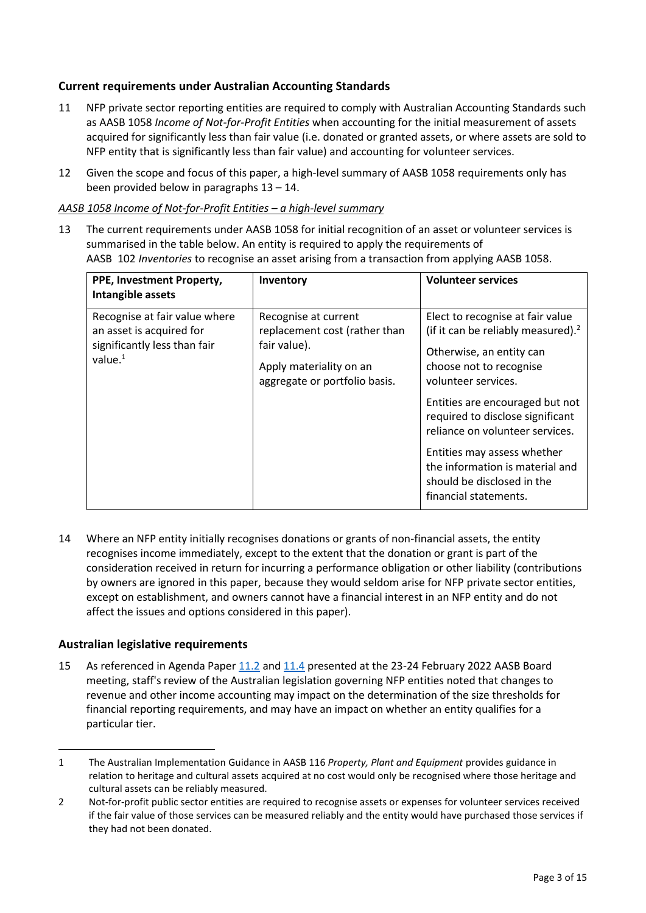## Current requirements under Australian Accounting Standards

11 NFP private sector reporting entities are required to comply with Australian Accounting Standards such as AASB 1058 *Income of Not-for-Profit Entities* when accounting for the initial measurement of assets acquired for significantly less than fair value (i.e. donated or granted assets, or where assets are sold to NFP entity that is significantly less than fair value) and accounting for volunteer services.

12 Given the scope and focus of this paper, a high-level summary of AASB 1058 requirements only has been provided below in paragraphs 13 – 14.

*AASB 1058 Income of Not-for-Profit Entities – a high-level summary*

13 The current requirements under AASB 1058 for initial recognition of an asset or volunteer services is summarised in the table below. An entity is required to apply the requirements of AASB 102 *Inventories* to recognise an asset arising from a transaction from applying AASB 1058.

| PPE, Investment Property, Intangible assets | Inventory | Volunteer services |
|---|---|---|
| Recognise at fair value where an asset is acquired for significantly less than fair value.[1] | Recognise at current replacement cost (rather than fair value).<br><br>Apply materiality on an aggregate or portfolio basis. | Elect to recognise at fair value (if it can be reliably measured).[2]<br><br>Otherwise, an entity can choose not to recognise volunteer services.<br><br>Entities are encouraged but not required to disclose significant reliance on volunteer services.<br><br>Entities may assess whether the information is material and should be disclosed in the financial statements. |

14 Where an NFP entity initially recognises donations or grants of non-financial assets, the entity recognises income immediately, except to the extent that the donation or grant is part of the consideration received in return for incurring a performance obligation or other liability (contributions by owners are ignored in this paper, because they would seldom arise for NFP private sector entities, except on establishment, and owners cannot have a financial interest in an NFP entity and do not affect the issues and options considered in this paper).

## Australian legislative requirements

15 As referenced in Agenda Paper 11.2 and 11.4 presented at the 23-24 February 2022 AASB Board meeting, staff's review of the Australian legislation governing NFP entities noted that changes to revenue and other income accounting may impact on the determination of the size thresholds for financial reporting requirements, and may have an impact on whether an entity qualifies for a particular tier.

---

1 The Australian Implementation Guidance in AASB 116 *Property, Plant and Equipment* provides guidance in relation to heritage and cultural assets acquired at no cost would only be recognised where those heritage and cultural assets can be reliably measured.

2 Not-for-profit public sector entities are required to recognise assets or expenses for volunteer services received if the fair value of those services can be measured reliably and the entity would have purchased those services if they had not been donated.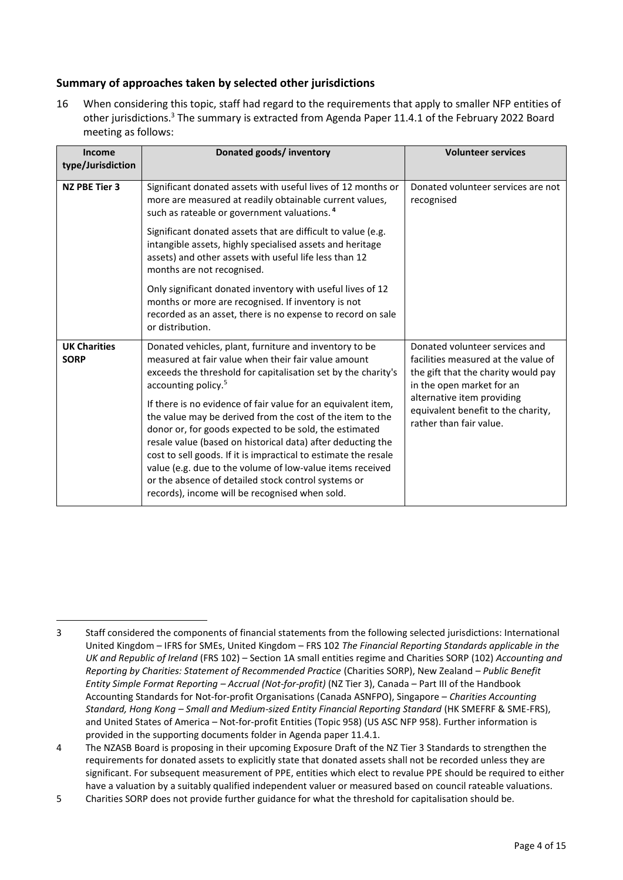## Summary of approaches taken by selected other jurisdictions

16 When considering this topic, staff had regard to the requirements that apply to smaller NFP entities of other jurisdictions.[3] The summary is extracted from Agenda Paper 11.4.1 of the February 2022 Board meeting as follows:

| Income type/Jurisdiction | Donated goods/ inventory | Volunteer services |
|---|---|---|
| **NZ PBE Tier 3** | Significant donated assets with useful lives of 12 months or more are measured at readily obtainable current values, such as rateable or government valuations.[4]<br><br>Significant donated assets that are difficult to value (e.g. intangible assets, highly specialised assets and heritage assets) and other assets with useful life less than 12 months are not recognised.<br><br>Only significant donated inventory with useful lives of 12 months or more are recognised. If inventory is not recorded as an asset, there is no expense to record on sale or distribution. | Donated volunteer services are not recognised |
| **UK Charities SORP** | Donated vehicles, plant, furniture and inventory to be measured at fair value when their fair value amount exceeds the threshold for capitalisation set by the charity's accounting policy.[5]<br><br>If there is no evidence of fair value for an equivalent item, the value may be derived from the cost of the item to the donor or, for goods expected to be sold, the estimated resale value (based on historical data) after deducting the cost to sell goods. If it is impractical to estimate the resale value (e.g. due to the volume of low-value items received or the absence of detailed stock control systems or records), income will be recognised when sold. | Donated volunteer services and facilities measured at the value of the gift that the charity would pay in the open market for an alternative item providing equivalent benefit to the charity, rather than fair value. |

---

3 Staff considered the components of financial statements from the following selected jurisdictions: International United Kingdom – IFRS for SMEs, United Kingdom – FRS 102 *The Financial Reporting Standards applicable in the UK and Republic of Ireland* (FRS 102) – Section 1A small entities regime and Charities SORP (102) *Accounting and Reporting by Charities: Statement of Recommended Practice* (Charities SORP), New Zealand – *Public Benefit Entity Simple Format Reporting – Accrual (Not-for-profit)* (NZ Tier 3), Canada – Part III of the Handbook Accounting Standards for Not-for-profit Organisations (Canada ASNFPO), Singapore – *Charities Accounting Standard, Hong Kong – Small and Medium-sized Entity Financial Reporting Standard* (HK SMEFRF & SME-FRS), and United States of America – Not-for-profit Entities (Topic 958) (US ASC NFP 958). Further information is provided in the supporting documents folder in Agenda paper 11.4.1.

4 The NZASB Board is proposing in their upcoming Exposure Draft of the NZ Tier 3 Standards to strengthen the requirements for donated assets to explicitly state that donated assets shall not be recorded unless they are significant. For subsequent measurement of PPE, entities which elect to revalue PPE should be required to either have a valuation by a suitably qualified independent valuer or measured based on council rateable valuations.

5 Charities SORP does not provide further guidance for what the threshold for capitalisation should be.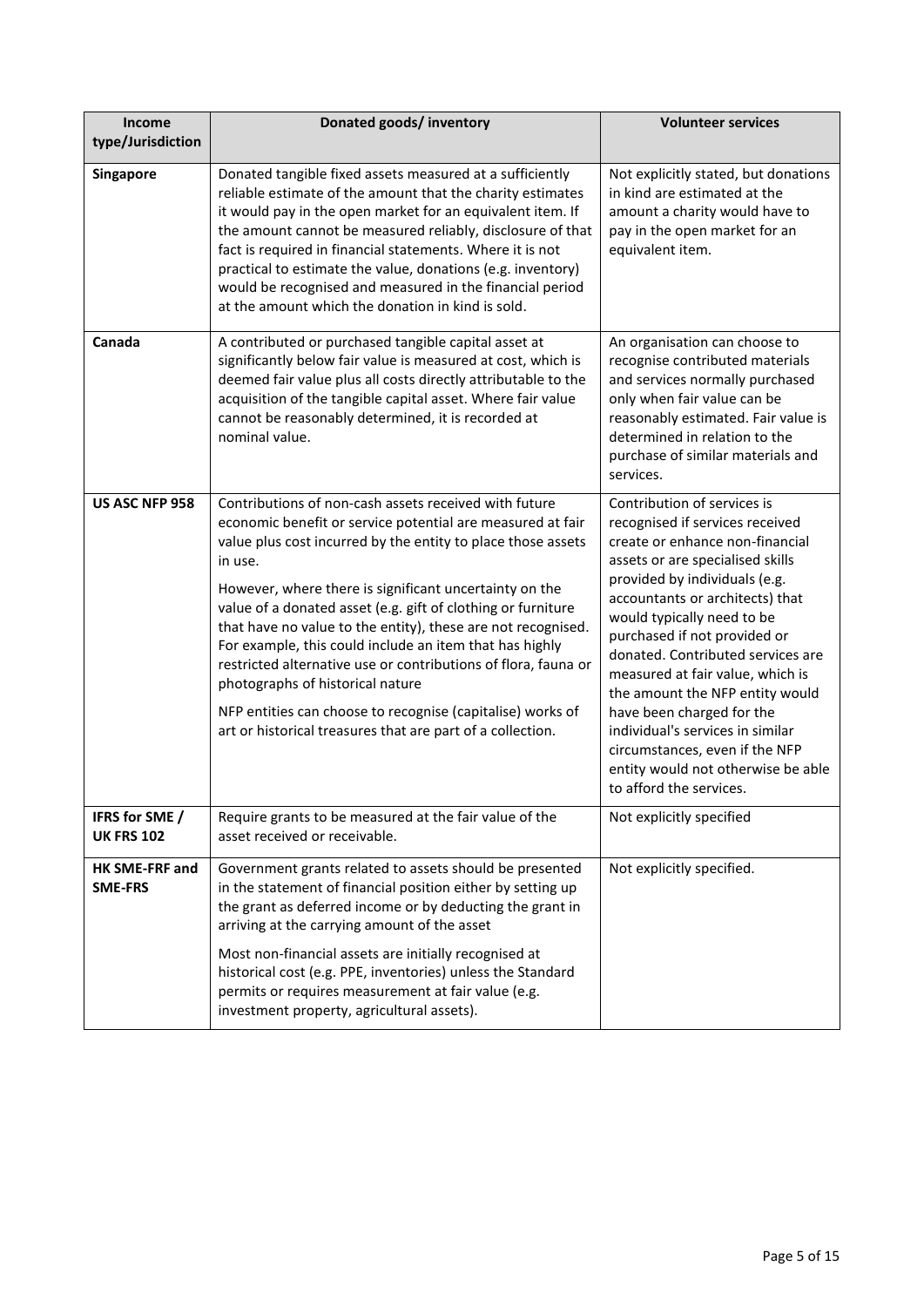| Income type/Jurisdiction | Donated goods/ inventory | Volunteer services |
| --- | --- | --- |
| **Singapore** | Donated tangible fixed assets measured at a sufficiently reliable estimate of the amount that the charity estimates it would pay in the open market for an equivalent item. If the amount cannot be measured reliably, disclosure of that fact is required in financial statements. Where it is not practical to estimate the value, donations (e.g. inventory) would be recognised and measured in the financial period at the amount which the donation in kind is sold. | Not explicitly stated, but donations in kind are estimated at the amount a charity would have to pay in the open market for an equivalent item. |
| **Canada** | A contributed or purchased tangible capital asset at significantly below fair value is measured at cost, which is deemed fair value plus all costs directly attributable to the acquisition of the tangible capital asset. Where fair value cannot be reasonably determined, it is recorded at nominal value. | An organisation can choose to recognise contributed materials and services normally purchased only when fair value can be reasonably estimated. Fair value is determined in relation to the purchase of similar materials and services. |
| **US ASC NFP 958** | Contributions of non-cash assets received with future economic benefit or service potential are measured at fair value plus cost incurred by the entity to place those assets in use.<br><br>However, where there is significant uncertainty on the value of a donated asset (e.g. gift of clothing or furniture that have no value to the entity), these are not recognised. For example, this could include an item that has highly restricted alternative use or contributions of flora, fauna or photographs of historical nature<br><br>NFP entities can choose to recognise (capitalise) works of art or historical treasures that are part of a collection. | Contribution of services is recognised if services received create or enhance non-financial assets or are specialised skills provided by individuals (e.g. accountants or architects) that would typically need to be purchased if not provided or donated. Contributed services are measured at fair value, which is the amount the NFP entity would have been charged for the individual's services in similar circumstances, even if the NFP entity would not otherwise be able to afford the services. |
| **IFRS for SME / UK FRS 102** | Require grants to be measured at the fair value of the asset received or receivable. | Not explicitly specified |
| **HK SME-FRF and SME-FRS** | Government grants related to assets should be presented in the statement of financial position either by setting up the grant as deferred income or by deducting the grant in arriving at the carrying amount of the asset<br><br>Most non-financial assets are initially recognised at historical cost (e.g. PPE, inventories) unless the Standard permits or requires measurement at fair value (e.g. investment property, agricultural assets). | Not explicitly specified. |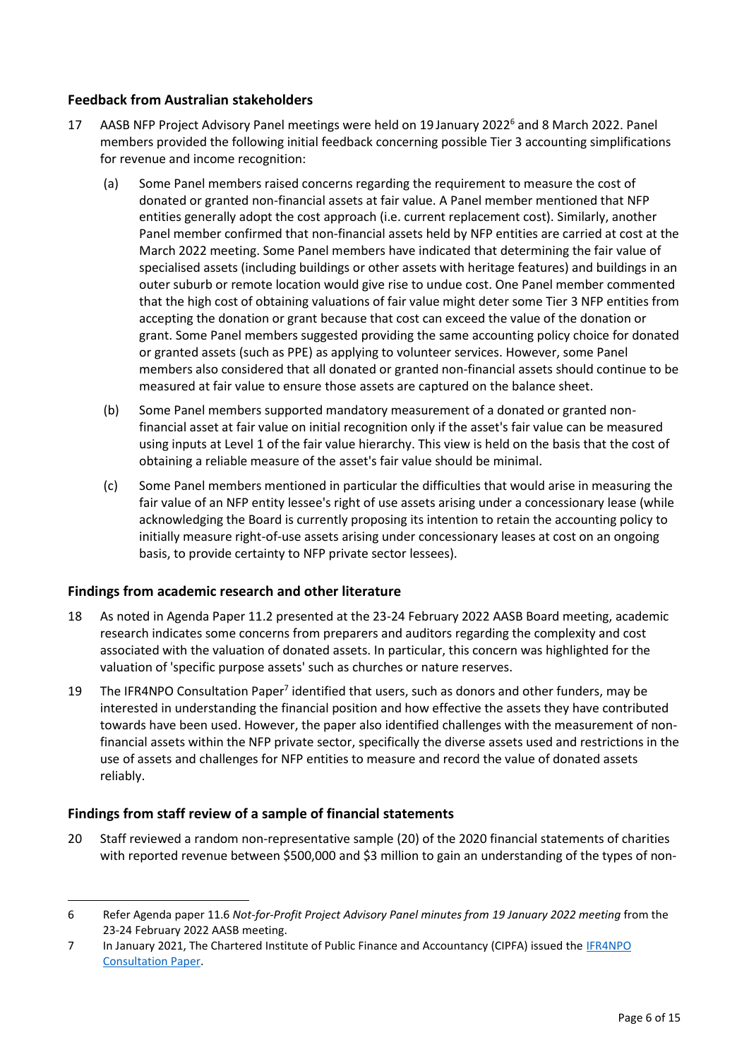## Feedback from Australian stakeholders

17 AASB NFP Project Advisory Panel meetings were held on 19 January 2022[6] and 8 March 2022. Panel members provided the following initial feedback concerning possible Tier 3 accounting simplifications for revenue and income recognition:

(a) Some Panel members raised concerns regarding the requirement to measure the cost of donated or granted non-financial assets at fair value. A Panel member mentioned that NFP entities generally adopt the cost approach (i.e. current replacement cost). Similarly, another Panel member confirmed that non-financial assets held by NFP entities are carried at cost at the March 2022 meeting. Some Panel members have indicated that determining the fair value of specialised assets (including buildings or other assets with heritage features) and buildings in an outer suburb or remote location would give rise to undue cost. One Panel member commented that the high cost of obtaining valuations of fair value might deter some Tier 3 NFP entities from accepting the donation or grant because that cost can exceed the value of the donation or grant. Some Panel members suggested providing the same accounting policy choice for donated or granted assets (such as PPE) as applying to volunteer services. However, some Panel members also considered that all donated or granted non-financial assets should continue to be measured at fair value to ensure those assets are captured on the balance sheet.

(b) Some Panel members supported mandatory measurement of a donated or granted non-financial asset at fair value on initial recognition only if the asset's fair value can be measured using inputs at Level 1 of the fair value hierarchy. This view is held on the basis that the cost of obtaining a reliable measure of the asset's fair value should be minimal.

(c) Some Panel members mentioned in particular the difficulties that would arise in measuring the fair value of an NFP entity lessee's right of use assets arising under a concessionary lease (while acknowledging the Board is currently proposing its intention to retain the accounting policy to initially measure right-of-use assets arising under concessionary leases at cost on an ongoing basis, to provide certainty to NFP private sector lessees).

## Findings from academic research and other literature

18 As noted in Agenda Paper 11.2 presented at the 23-24 February 2022 AASB Board meeting, academic research indicates some concerns from preparers and auditors regarding the complexity and cost associated with the valuation of donated assets. In particular, this concern was highlighted for the valuation of 'specific purpose assets' such as churches or nature reserves.

19 The IFR4NPO Consultation Paper[7] identified that users, such as donors and other funders, may be interested in understanding the financial position and how effective the assets they have contributed towards have been used. However, the paper also identified challenges with the measurement of non-financial assets within the NFP private sector, specifically the diverse assets used and restrictions in the use of assets and challenges for NFP entities to measure and record the value of donated assets reliably.

## Findings from staff review of a sample of financial statements

20 Staff reviewed a random non-representative sample (20) of the 2020 financial statements of charities with reported revenue between \$500,000 and \$3 million to gain an understanding of the types of non-

---

6 Refer Agenda paper 11.6 *Not-for-Profit Project Advisory Panel minutes from 19 January 2022 meeting* from the 23-24 February 2022 AASB meeting.

7 In January 2021, The Chartered Institute of Public Finance and Accountancy (CIPFA) issued the IFR4NPO Consultation Paper.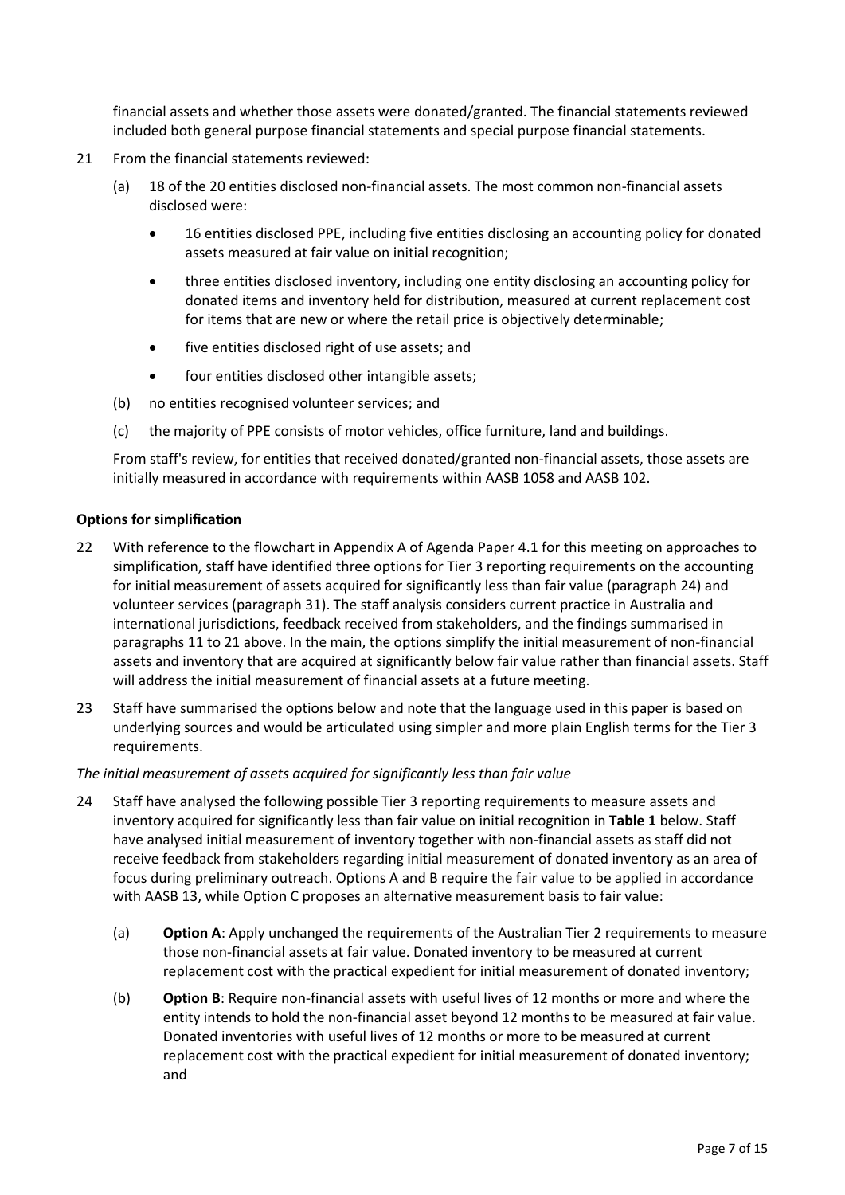financial assets and whether those assets were donated/granted. The financial statements reviewed included both general purpose financial statements and special purpose financial statements.

21 From the financial statements reviewed:

   (a) 18 of the 20 entities disclosed non-financial assets. The most common non-financial assets disclosed were:

   - 16 entities disclosed PPE, including five entities disclosing an accounting policy for donated assets measured at fair value on initial recognition;
   - three entities disclosed inventory, including one entity disclosing an accounting policy for donated items and inventory held for distribution, measured at current replacement cost for items that are new or where the retail price is objectively determinable;
   - five entities disclosed right of use assets; and
   - four entities disclosed other intangible assets;

   (b) no entities recognised volunteer services; and

   (c) the majority of PPE consists of motor vehicles, office furniture, land and buildings.

   From staff's review, for entities that received donated/granted non-financial assets, those assets are initially measured in accordance with requirements within AASB 1058 and AASB 102.

**Options for simplification**

22 With reference to the flowchart in Appendix A of Agenda Paper 4.1 for this meeting on approaches to simplification, staff have identified three options for Tier 3 reporting requirements on the accounting for initial measurement of assets acquired for significantly less than fair value (paragraph 24) and volunteer services (paragraph 31). The staff analysis considers current practice in Australia and international jurisdictions, feedback received from stakeholders, and the findings summarised in paragraphs 11 to 21 above. In the main, the options simplify the initial measurement of non-financial assets and inventory that are acquired at significantly below fair value rather than financial assets. Staff will address the initial measurement of financial assets at a future meeting.

23 Staff have summarised the options below and note that the language used in this paper is based on underlying sources and would be articulated using simpler and more plain English terms for the Tier 3 requirements.

*The initial measurement of assets acquired for significantly less than fair value*

24 Staff have analysed the following possible Tier 3 reporting requirements to measure assets and inventory acquired for significantly less than fair value on initial recognition in **Table 1** below. Staff have analysed initial measurement of inventory together with non-financial assets as staff did not receive feedback from stakeholders regarding initial measurement of donated inventory as an area of focus during preliminary outreach. Options A and B require the fair value to be applied in accordance with AASB 13, while Option C proposes an alternative measurement basis to fair value:

   (a) **Option A**: Apply unchanged the requirements of the Australian Tier 2 requirements to measure those non-financial assets at fair value. Donated inventory to be measured at current replacement cost with the practical expedient for initial measurement of donated inventory;

   (b) **Option B**: Require non-financial assets with useful lives of 12 months or more and where the entity intends to hold the non-financial asset beyond 12 months to be measured at fair value. Donated inventories with useful lives of 12 months or more to be measured at current replacement cost with the practical expedient for initial measurement of donated inventory; and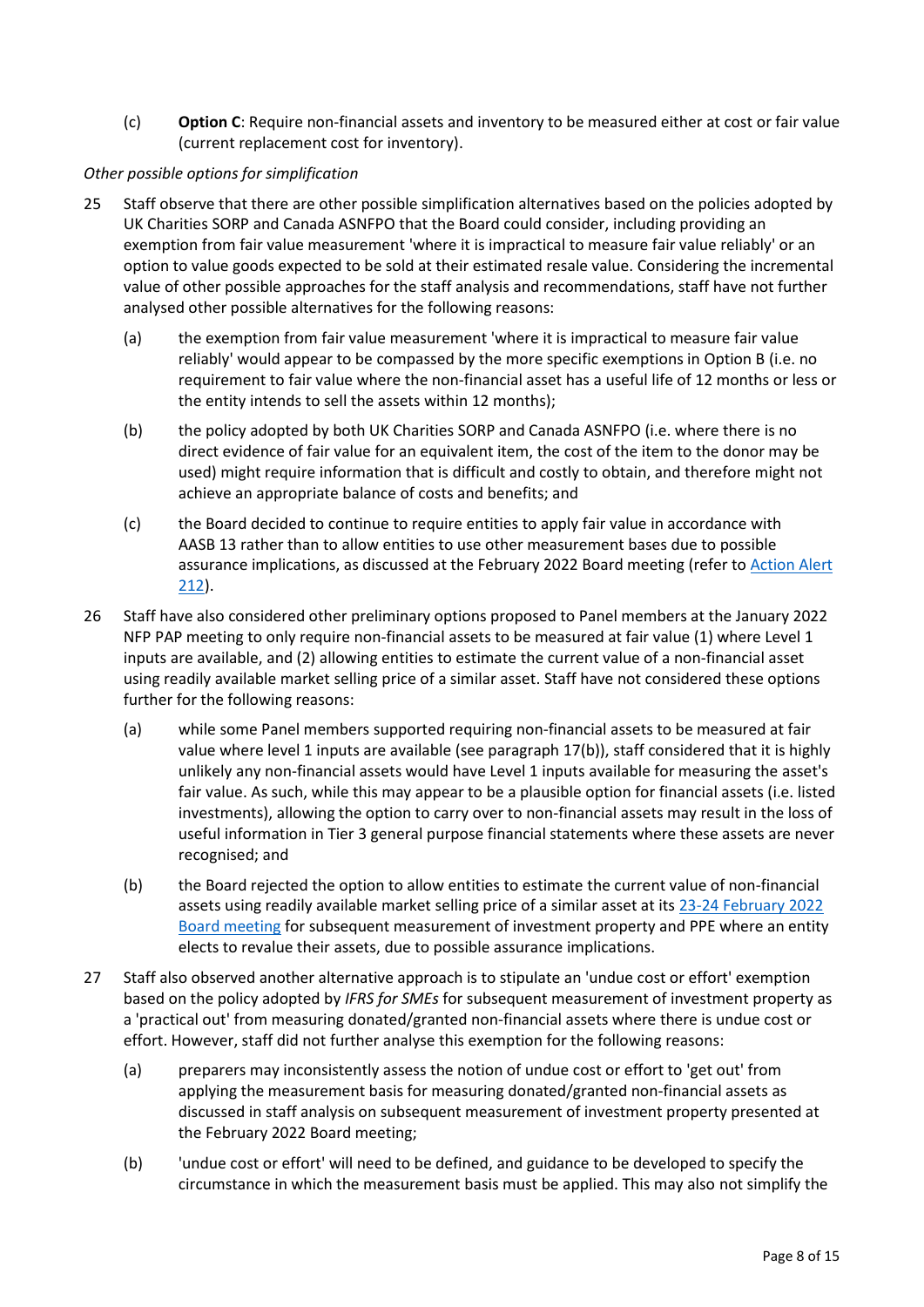(c) **Option C**: Require non-financial assets and inventory to be measured either at cost or fair value (current replacement cost for inventory).

*Other possible options for simplification*

25 Staff observe that there are other possible simplification alternatives based on the policies adopted by UK Charities SORP and Canada ASNFPO that the Board could consider, including providing an exemption from fair value measurement 'where it is impractical to measure fair value reliably' or an option to value goods expected to be sold at their estimated resale value. Considering the incremental value of other possible approaches for the staff analysis and recommendations, staff have not further analysed other possible alternatives for the following reasons:

(a) the exemption from fair value measurement 'where it is impractical to measure fair value reliably' would appear to be compassed by the more specific exemptions in Option B (i.e. no requirement to fair value where the non-financial asset has a useful life of 12 months or less or the entity intends to sell the assets within 12 months);

(b) the policy adopted by both UK Charities SORP and Canada ASNFPO (i.e. where there is no direct evidence of fair value for an equivalent item, the cost of the item to the donor may be used) might require information that is difficult and costly to obtain, and therefore might not achieve an appropriate balance of costs and benefits; and

(c) the Board decided to continue to require entities to apply fair value in accordance with AASB 13 rather than to allow entities to use other measurement bases due to possible assurance implications, as discussed at the February 2022 Board meeting (refer to [Action Alert 212](#)).

26 Staff have also considered other preliminary options proposed to Panel members at the January 2022 NFP PAP meeting to only require non-financial assets to be measured at fair value (1) where Level 1 inputs are available, and (2) allowing entities to estimate the current value of a non-financial asset using readily available market selling price of a similar asset. Staff have not considered these options further for the following reasons:

(a) while some Panel members supported requiring non-financial assets to be measured at fair value where level 1 inputs are available (see paragraph 17(b)), staff considered that it is highly unlikely any non-financial assets would have Level 1 inputs available for measuring the asset's fair value. As such, while this may appear to be a plausible option for financial assets (i.e. listed investments), allowing the option to carry over to non-financial assets may result in the loss of useful information in Tier 3 general purpose financial statements where these assets are never recognised; and

(b) the Board rejected the option to allow entities to estimate the current value of non-financial assets using readily available market selling price of a similar asset at its [23-24 February 2022 Board meeting](#) for subsequent measurement of investment property and PPE where an entity elects to revalue their assets, due to possible assurance implications.

27 Staff also observed another alternative approach is to stipulate an 'undue cost or effort' exemption based on the policy adopted by *IFRS for SMEs* for subsequent measurement of investment property as a 'practical out' from measuring donated/granted non-financial assets where there is undue cost or effort. However, staff did not further analyse this exemption for the following reasons:

(a) preparers may inconsistently assess the notion of undue cost or effort to 'get out' from applying the measurement basis for measuring donated/granted non-financial assets as discussed in staff analysis on subsequent measurement of investment property presented at the February 2022 Board meeting;

(b) 'undue cost or effort' will need to be defined, and guidance to be developed to specify the circumstance in which the measurement basis must be applied. This may also not simplify the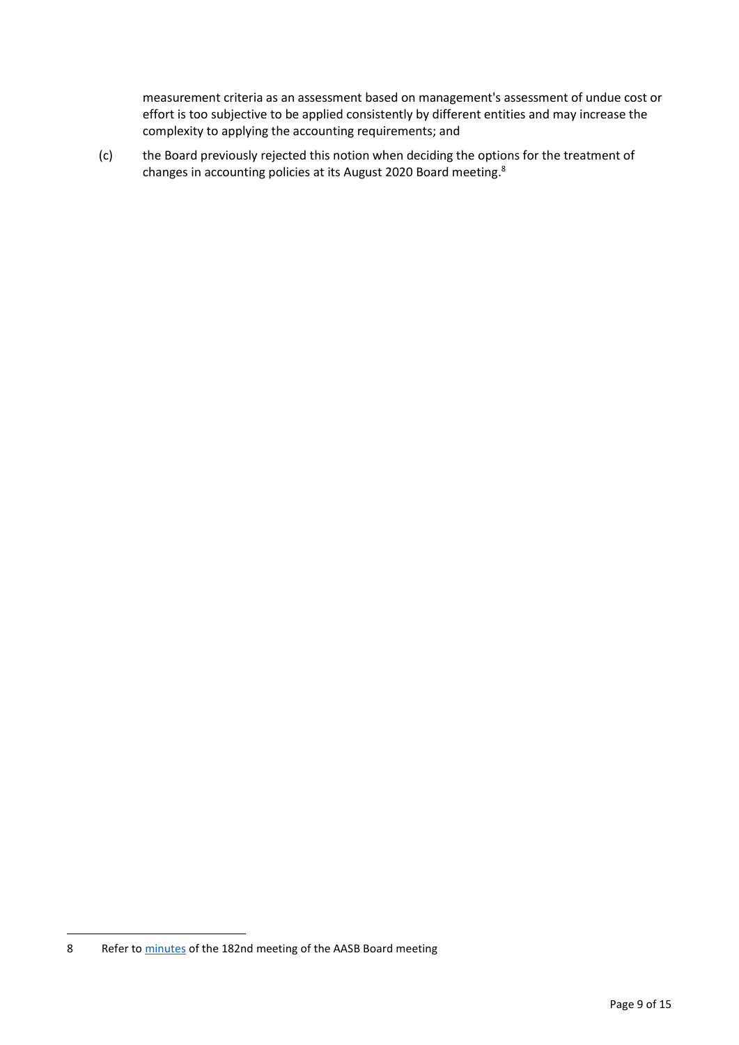measurement criteria as an assessment based on management's assessment of undue cost or effort is too subjective to be applied consistently by different entities and may increase the complexity to applying the accounting requirements; and

(c) the Board previously rejected this notion when deciding the options for the treatment of changes in accounting policies at its August 2020 Board meeting.[8]

---

8 Refer to minutes of the 182nd meeting of the AASB Board meeting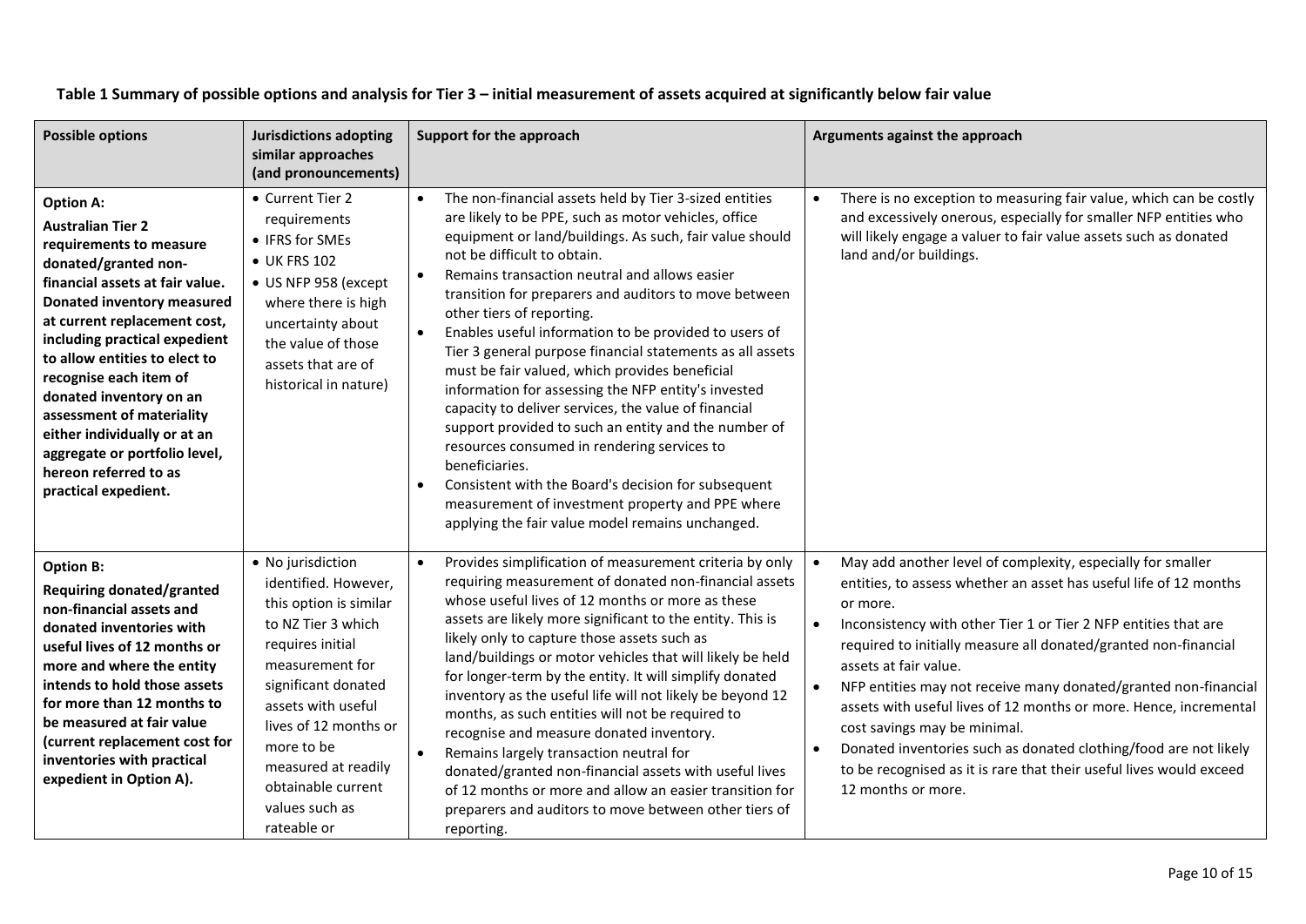**Table 1 Summary of possible options and analysis for Tier 3 – initial measurement of assets acquired at significantly below fair value**

| Possible options | Jurisdictions adopting similar approaches (and pronouncements) | Support for the approach | Arguments against the approach |
|---|---|---|---|
| **Option A:**<br>**Australian Tier 2 requirements to measure donated/granted non-financial assets at fair value. Donated inventory measured at current replacement cost, including practical expedient to allow entities to elect to recognise each item of donated inventory on an assessment of materiality either individually or at an aggregate or portfolio level, hereon referred to as practical expedient.** | • Current Tier 2 requirements<br>• IFRS for SMEs<br>• UK FRS 102<br>• US NFP 958 (except where there is high uncertainty about the value of those assets that are of historical in nature) | • The non-financial assets held by Tier 3-sized entities are likely to be PPE, such as motor vehicles, office equipment or land/buildings. As such, fair value should not be difficult to obtain.<br>• Remains transaction neutral and allows easier transition for preparers and auditors to move between other tiers of reporting.<br>• Enables useful information to be provided to users of Tier 3 general purpose financial statements as all assets must be fair valued, which provides beneficial information for assessing the NFP entity's invested capacity to deliver services, the value of financial support provided to such an entity and the number of resources consumed in rendering services to beneficiaries.<br>• Consistent with the Board's decision for subsequent measurement of investment property and PPE where applying the fair value model remains unchanged. | • There is no exception to measuring fair value, which can be costly and excessively onerous, especially for smaller NFP entities who will likely engage a valuer to fair value assets such as donated land and/or buildings. |
| **Option B:**<br>**Requiring donated/granted non-financial assets and donated inventories with useful lives of 12 months or more and where the entity intends to hold those assets for more than 12 months to be measured at fair value (current replacement cost for inventories with practical expedient in Option A).** | • No jurisdiction identified. However, this option is similar to NZ Tier 3 which requires initial measurement for significant donated assets with useful lives of 12 months or more to be measured at readily obtainable current values such as rateable or | • Provides simplification of measurement criteria by only requiring measurement of donated non-financial assets whose useful lives of 12 months or more as these assets are likely more significant to the entity. This is likely only to capture those assets such as land/buildings or motor vehicles that will likely be held for longer-term by the entity. It will simplify donated inventory as the useful life will not likely be beyond 12 months, as such entities will not be required to recognise and measure donated inventory.<br>• Remains largely transaction neutral for donated/granted non-financial assets with useful lives of 12 months or more and allow an easier transition for preparers and auditors to move between other tiers of reporting. | • May add another level of complexity, especially for smaller entities, to assess whether an asset has useful life of 12 months or more.<br>• Inconsistency with other Tier 1 or Tier 2 NFP entities that are required to initially measure all donated/granted non-financial assets at fair value.<br>• NFP entities may not receive many donated/granted non-financial assets with useful lives of 12 months or more. Hence, incremental cost savings may be minimal.<br>• Donated inventories such as donated clothing/food are not likely to be recognised as it is rare that their useful lives would exceed 12 months or more. |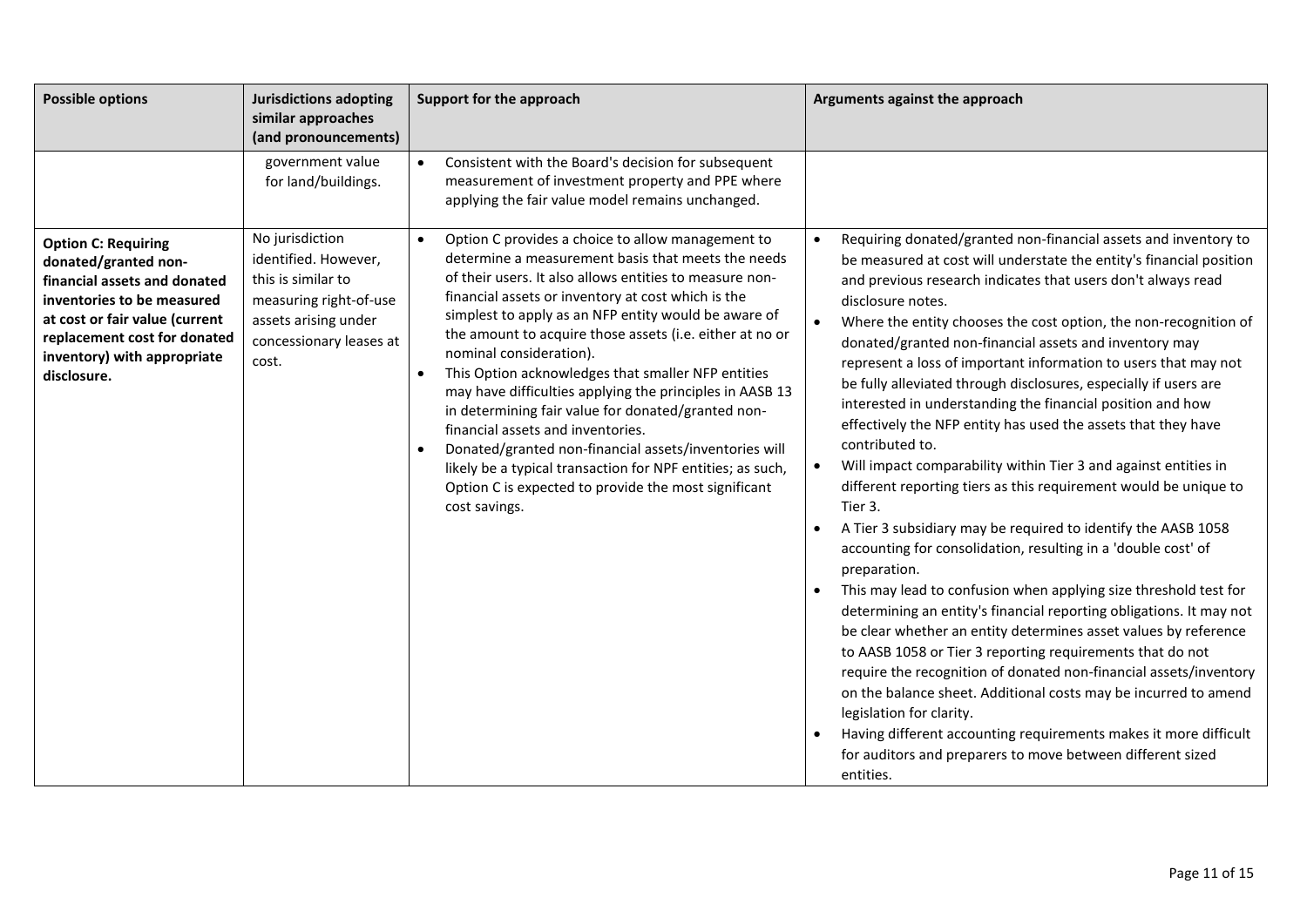| Possible options | Jurisdictions adopting similar approaches (and pronouncements) | Support for the approach | Arguments against the approach |
|---|---|---|---|
| | government value for land/buildings. | • Consistent with the Board's decision for subsequent measurement of investment property and PPE where applying the fair value model remains unchanged. | |
| **Option C: Requiring donated/granted non-financial assets and donated inventories to be measured at cost or fair value (current replacement cost for donated inventory) with appropriate disclosure.** | No jurisdiction identified. However, this is similar to measuring right-of-use assets arising under concessionary leases at cost. | • Option C provides a choice to allow management to determine a measurement basis that meets the needs of their users. It also allows entities to measure non-financial assets or inventory at cost which is the simplest to apply as an NFP entity would be aware of the amount to acquire those assets (i.e. either at no or nominal consideration).<br>• This Option acknowledges that smaller NFP entities may have difficulties applying the principles in AASB 13 in determining fair value for donated/granted non-financial assets and inventories.<br>• Donated/granted non-financial assets/inventories will likely be a typical transaction for NPF entities; as such, Option C is expected to provide the most significant cost savings. | • Requiring donated/granted non-financial assets and inventory to be measured at cost will understate the entity's financial position and previous research indicates that users don't always read disclosure notes.<br>• Where the entity chooses the cost option, the non-recognition of donated/granted non-financial assets and inventory may represent a loss of important information to users that may not be fully alleviated through disclosures, especially if users are interested in understanding the financial position and how effectively the NFP entity has used the assets that they have contributed to.<br>• Will impact comparability within Tier 3 and against entities in different reporting tiers as this requirement would be unique to Tier 3.<br>• A Tier 3 subsidiary may be required to identify the AASB 1058 accounting for consolidation, resulting in a 'double cost' of preparation.<br>• This may lead to confusion when applying size threshold test for determining an entity's financial reporting obligations. It may not be clear whether an entity determines asset values by reference to AASB 1058 or Tier 3 reporting requirements that do not require the recognition of donated non-financial assets/inventory on the balance sheet. Additional costs may be incurred to amend legislation for clarity.<br>• Having different accounting requirements makes it more difficult for auditors and preparers to move between different sized entities. |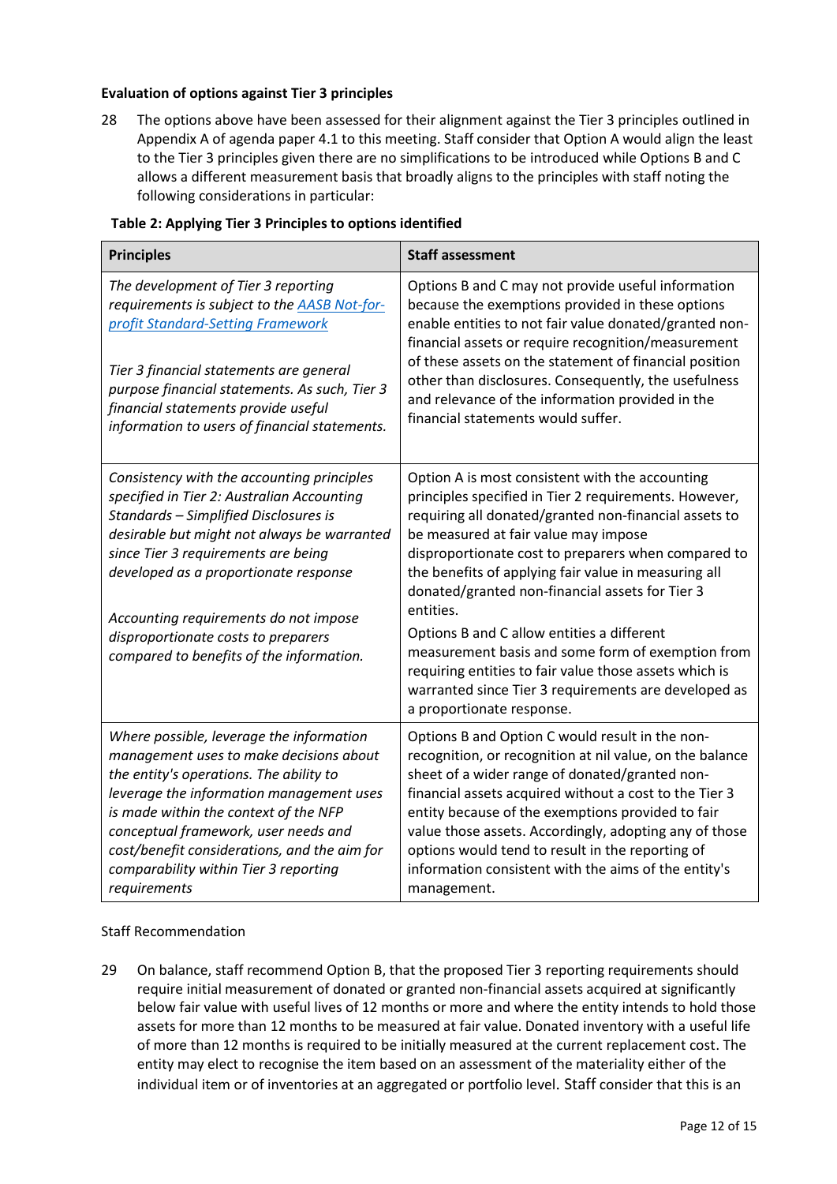**Evaluation of options against Tier 3 principles**

28 The options above have been assessed for their alignment against the Tier 3 principles outlined in Appendix A of agenda paper 4.1 to this meeting. Staff consider that Option A would align the least to the Tier 3 principles given there are no simplifications to be introduced while Options B and C allows a different measurement basis that broadly aligns to the principles with staff noting the following considerations in particular:

**Table 2: Applying Tier 3 Principles to options identified**

| **Principles** | **Staff assessment** |
|---|---|
| *The development of Tier 3 reporting requirements is subject to the [AASB Not-for-profit Standard-Setting Framework](#)*<br><br>*Tier 3 financial statements are general purpose financial statements. As such, Tier 3 financial statements provide useful information to users of financial statements.* | Options B and C may not provide useful information because the exemptions provided in these options enable entities to not fair value donated/granted non-financial assets or require recognition/measurement of these assets on the statement of financial position other than disclosures. Consequently, the usefulness and relevance of the information provided in the financial statements would suffer. |
| *Consistency with the accounting principles specified in Tier 2: Australian Accounting Standards – Simplified Disclosures is desirable but might not always be warranted since Tier 3 requirements are being developed as a proportionate response*<br><br>*Accounting requirements do not impose disproportionate costs to preparers compared to benefits of the information.* | Option A is most consistent with the accounting principles specified in Tier 2 requirements. However, requiring all donated/granted non-financial assets to be measured at fair value may impose disproportionate cost to preparers when compared to the benefits of applying fair value in measuring all donated/granted non-financial assets for Tier 3 entities.<br><br>Options B and C allow entities a different measurement basis and some form of exemption from requiring entities to fair value those assets which is warranted since Tier 3 requirements are developed as a proportionate response. |
| *Where possible, leverage the information management uses to make decisions about the entity's operations. The ability to leverage the information management uses is made within the context of the NFP conceptual framework, user needs and cost/benefit considerations, and the aim for comparability within Tier 3 reporting requirements* | Options B and Option C would result in the non-recognition, or recognition at nil value, on the balance sheet of a wider range of donated/granted non-financial assets acquired without a cost to the Tier 3 entity because of the exemptions provided to fair value those assets. Accordingly, adopting any of those options would tend to result in the reporting of information consistent with the aims of the entity's management. |

Staff Recommendation

29 On balance, staff recommend Option B, that the proposed Tier 3 reporting requirements should require initial measurement of donated or granted non-financial assets acquired at significantly below fair value with useful lives of 12 months or more and where the entity intends to hold those assets for more than 12 months to be measured at fair value. Donated inventory with a useful life of more than 12 months is required to be initially measured at the current replacement cost. The entity may elect to recognise the item based on an assessment of the materiality either of the individual item or of inventories at an aggregated or portfolio level. Staff consider that this is an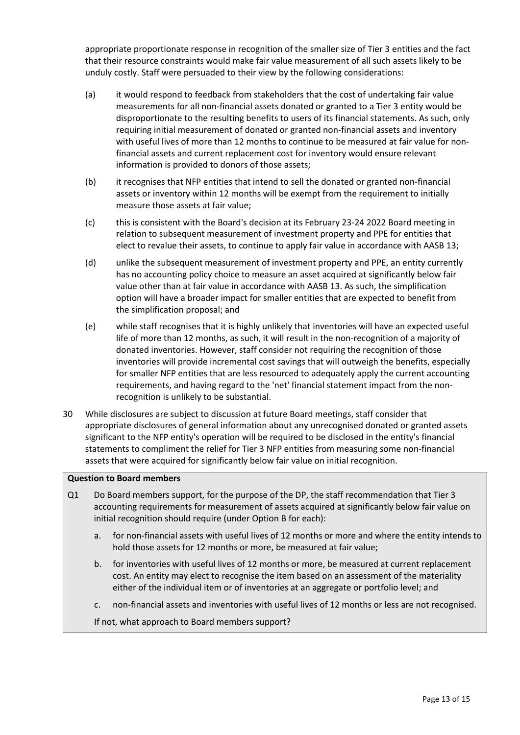appropriate proportionate response in recognition of the smaller size of Tier 3 entities and the fact that their resource constraints would make fair value measurement of all such assets likely to be unduly costly. Staff were persuaded to their view by the following considerations:

(a) it would respond to feedback from stakeholders that the cost of undertaking fair value measurements for all non-financial assets donated or granted to a Tier 3 entity would be disproportionate to the resulting benefits to users of its financial statements. As such, only requiring initial measurement of donated or granted non-financial assets and inventory with useful lives of more than 12 months to continue to be measured at fair value for non-financial assets and current replacement cost for inventory would ensure relevant information is provided to donors of those assets;

(b) it recognises that NFP entities that intend to sell the donated or granted non-financial assets or inventory within 12 months will be exempt from the requirement to initially measure those assets at fair value;

(c) this is consistent with the Board's decision at its February 23-24 2022 Board meeting in relation to subsequent measurement of investment property and PPE for entities that elect to revalue their assets, to continue to apply fair value in accordance with AASB 13;

(d) unlike the subsequent measurement of investment property and PPE, an entity currently has no accounting policy choice to measure an asset acquired at significantly below fair value other than at fair value in accordance with AASB 13. As such, the simplification option will have a broader impact for smaller entities that are expected to benefit from the simplification proposal; and

(e) while staff recognises that it is highly unlikely that inventories will have an expected useful life of more than 12 months, as such, it will result in the non-recognition of a majority of donated inventories. However, staff consider not requiring the recognition of those inventories will provide incremental cost savings that will outweigh the benefits, especially for smaller NFP entities that are less resourced to adequately apply the current accounting requirements, and having regard to the 'net' financial statement impact from the non-recognition is unlikely to be substantial.

30 While disclosures are subject to discussion at future Board meetings, staff consider that appropriate disclosures of general information about any unrecognised donated or granted assets significant to the NFP entity's operation will be required to be disclosed in the entity's financial statements to compliment the relief for Tier 3 NFP entities from measuring some non-financial assets that were acquired for significantly below fair value on initial recognition.

**Question to Board members**

Q1 Do Board members support, for the purpose of the DP, the staff recommendation that Tier 3 accounting requirements for measurement of assets acquired at significantly below fair value on initial recognition should require (under Option B for each):

a. for non-financial assets with useful lives of 12 months or more and where the entity intends to hold those assets for 12 months or more, be measured at fair value;

b. for inventories with useful lives of 12 months or more, be measured at current replacement cost. An entity may elect to recognise the item based on an assessment of the materiality either of the individual item or of inventories at an aggregate or portfolio level; and

c. non-financial assets and inventories with useful lives of 12 months or less are not recognised.

If not, what approach to Board members support?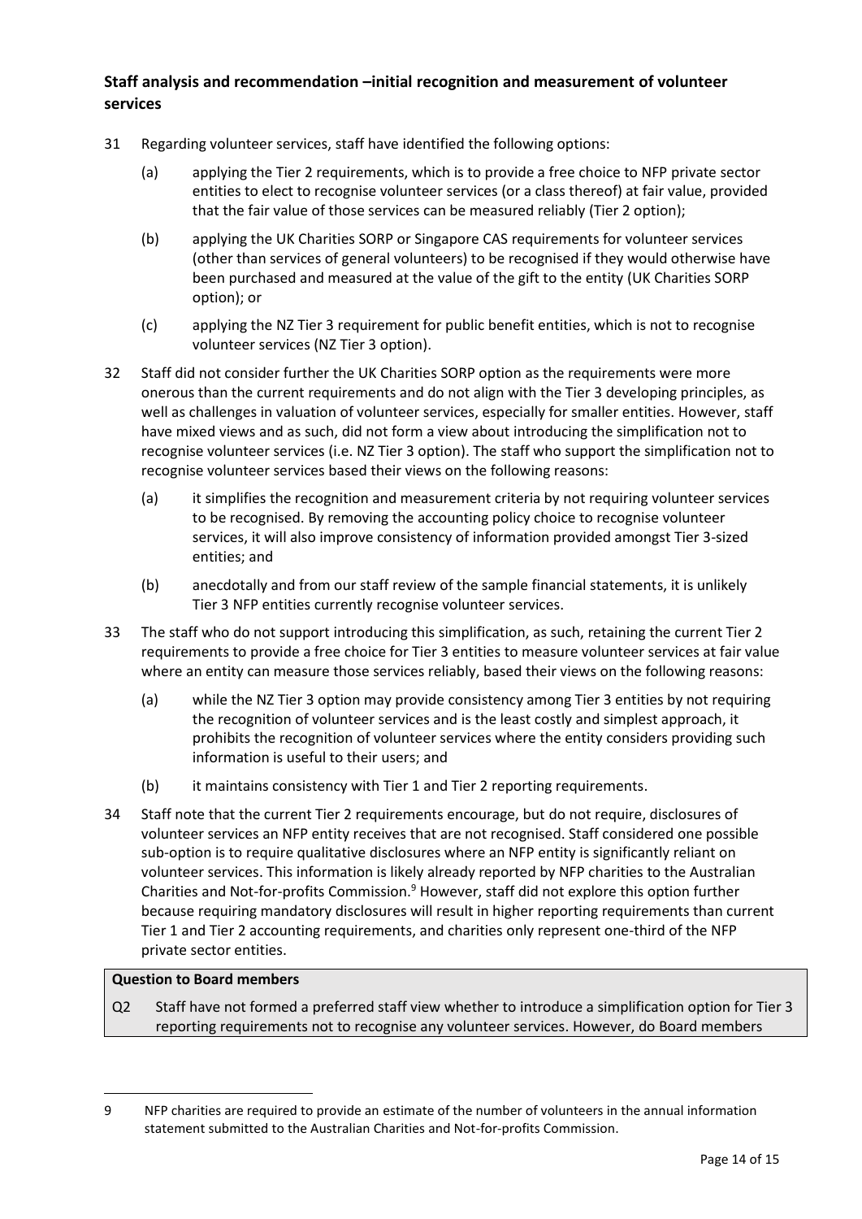### Staff analysis and recommendation –initial recognition and measurement of volunteer services

31 Regarding volunteer services, staff have identified the following options:

   (a) applying the Tier 2 requirements, which is to provide a free choice to NFP private sector entities to elect to recognise volunteer services (or a class thereof) at fair value, provided that the fair value of those services can be measured reliably (Tier 2 option);

   (b) applying the UK Charities SORP or Singapore CAS requirements for volunteer services (other than services of general volunteers) to be recognised if they would otherwise have been purchased and measured at the value of the gift to the entity (UK Charities SORP option); or

   (c) applying the NZ Tier 3 requirement for public benefit entities, which is not to recognise volunteer services (NZ Tier 3 option).

32 Staff did not consider further the UK Charities SORP option as the requirements were more onerous than the current requirements and do not align with the Tier 3 developing principles, as well as challenges in valuation of volunteer services, especially for smaller entities. However, staff have mixed views and as such, did not form a view about introducing the simplification not to recognise volunteer services (i.e. NZ Tier 3 option). The staff who support the simplification not to recognise volunteer services based their views on the following reasons:

   (a) it simplifies the recognition and measurement criteria by not requiring volunteer services to be recognised. By removing the accounting policy choice to recognise volunteer services, it will also improve consistency of information provided amongst Tier 3-sized entities; and

   (b) anecdotally and from our staff review of the sample financial statements, it is unlikely Tier 3 NFP entities currently recognise volunteer services.

33 The staff who do not support introducing this simplification, as such, retaining the current Tier 2 requirements to provide a free choice for Tier 3 entities to measure volunteer services at fair value where an entity can measure those services reliably, based their views on the following reasons:

   (a) while the NZ Tier 3 option may provide consistency among Tier 3 entities by not requiring the recognition of volunteer services and is the least costly and simplest approach, it prohibits the recognition of volunteer services where the entity considers providing such information is useful to their users; and

   (b) it maintains consistency with Tier 1 and Tier 2 reporting requirements.

34 Staff note that the current Tier 2 requirements encourage, but do not require, disclosures of volunteer services an NFP entity receives that are not recognised. Staff considered one possible sub-option is to require qualitative disclosures where an NFP entity is significantly reliant on volunteer services. This information is likely already reported by NFP charities to the Australian Charities and Not-for-profits Commission.[9] However, staff did not explore this option further because requiring mandatory disclosures will result in higher reporting requirements than current Tier 1 and Tier 2 accounting requirements, and charities only represent one-third of the NFP private sector entities.

| **Question to Board members** |
|---|
| Q2 Staff have not formed a preferred staff view whether to introduce a simplification option for Tier 3 reporting requirements not to recognise any volunteer services. However, do Board members |

9 NFP charities are required to provide an estimate of the number of volunteers in the annual information statement submitted to the Australian Charities and Not-for-profits Commission.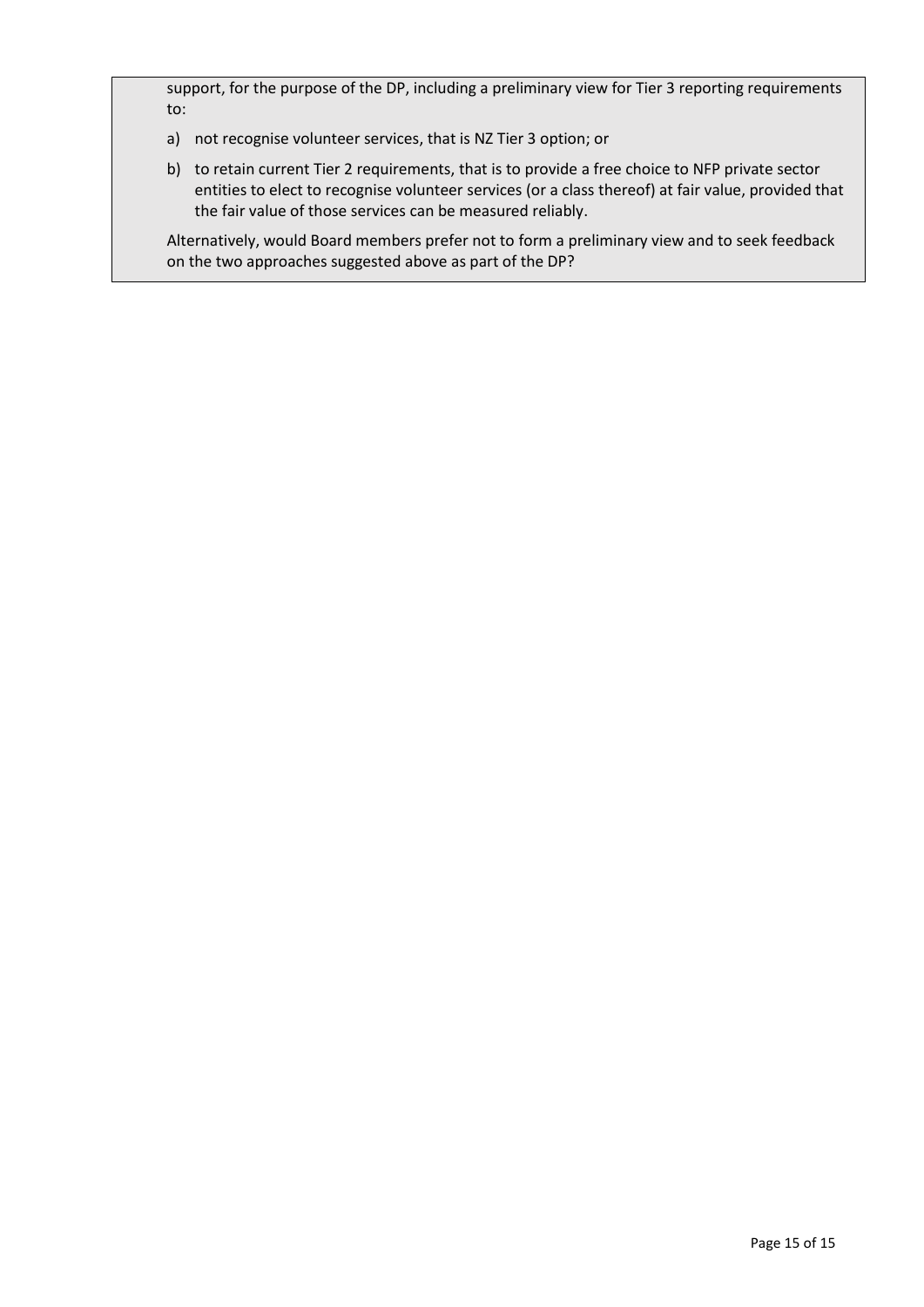support, for the purpose of the DP, including a preliminary view for Tier 3 reporting requirements to:

a) not recognise volunteer services, that is NZ Tier 3 option; or

b) to retain current Tier 2 requirements, that is to provide a free choice to NFP private sector entities to elect to recognise volunteer services (or a class thereof) at fair value, provided that the fair value of those services can be measured reliably.

Alternatively, would Board members prefer not to form a preliminary view and to seek feedback on the two approaches suggested above as part of the DP?